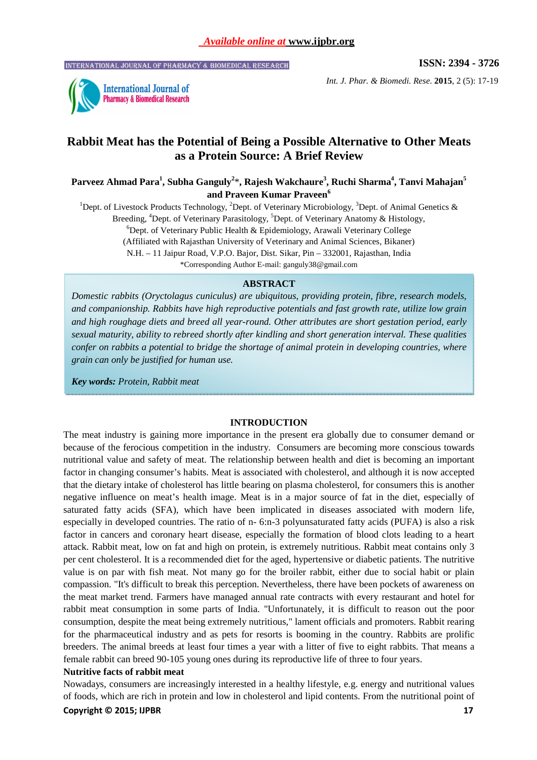# Rabbit Meat has the Potential of Being a Possible Alternative to Other Meats as a Protein Source: A Brief Review

**Parveez Ahmad Para[1], Subha Ganguly[2]*, Rajesh Wakchaure[3], Ruchi Sharma[4], Tanvi Mahajan[5] and Praveen Kumar Praveen[6]**

[1]Dept. of Livestock Products Technology, [2]Dept. of Veterinary Microbiology, [3]Dept. of Animal Genetics & Breeding, [4]Dept. of Veterinary Parasitology, [5]Dept. of Veterinary Anatomy & Histology, [6]Dept. of Veterinary Public Health & Epidemiology, Arawali Veterinary College (Affiliated with Rajasthan University of Veterinary and Animal Sciences, Bikaner) N.H. – 11 Jaipur Road, V.P.O. Bajor, Dist. Sikar, Pin – 332001, Rajasthan, India

*Corresponding Author E-mail: ganguly38@gmail.com

## ABSTRACT

*Domestic rabbits (Oryctolagus cuniculus) are ubiquitous, providing protein, fibre, research models, and companionship. Rabbits have high reproductive potentials and fast growth rate, utilize low grain and high roughage diets and breed all year-round. Other attributes are short gestation period, early sexual maturity, ability to rebreed shortly after kindling and short generation interval. These qualities confer on rabbits a potential to bridge the shortage of animal protein in developing countries, where grain can only be justified for human use.*

***Key words:*** *Protein, Rabbit meat*

## INTRODUCTION

The meat industry is gaining more importance in the present era globally due to consumer demand or because of the ferocious competition in the industry. Consumers are becoming more conscious towards nutritional value and safety of meat. The relationship between health and diet is becoming an important factor in changing consumer's habits. Meat is associated with cholesterol, and although it is now accepted that the dietary intake of cholesterol has little bearing on plasma cholesterol, for consumers this is another negative influence on meat's health image. Meat is in a major source of fat in the diet, especially of saturated fatty acids (SFA), which have been implicated in diseases associated with modern life, especially in developed countries. The ratio of n- 6:n-3 polyunsaturated fatty acids (PUFA) is also a risk factor in cancers and coronary heart disease, especially the formation of blood clots leading to a heart attack. Rabbit meat, low on fat and high on protein, is extremely nutritious. Rabbit meat contains only 3 per cent cholesterol. It is a recommended diet for the aged, hypertensive or diabetic patients. The nutritive value is on par with fish meat. Not many go for the broiler rabbit, either due to social habit or plain compassion. "It's difficult to break this perception. Nevertheless, there have been pockets of awareness on the meat market trend. Farmers have managed annual rate contracts with every restaurant and hotel for rabbit meat consumption in some parts of India. "Unfortunately, it is difficult to reason out the poor consumption, despite the meat being extremely nutritious," lament officials and promoters. Rabbit rearing for the pharmaceutical industry and as pets for resorts is booming in the country. Rabbits are prolific breeders. The animal breeds at least four times a year with a litter of five to eight rabbits. That means a female rabbit can breed 90-105 young ones during its reproductive life of three to four years.

### Nutritive facts of rabbit meat

Nowadays, consumers are increasingly interested in a healthy lifestyle, e.g. energy and nutritional values of foods, which are rich in protein and low in cholesterol and lipid contents. From the nutritional point of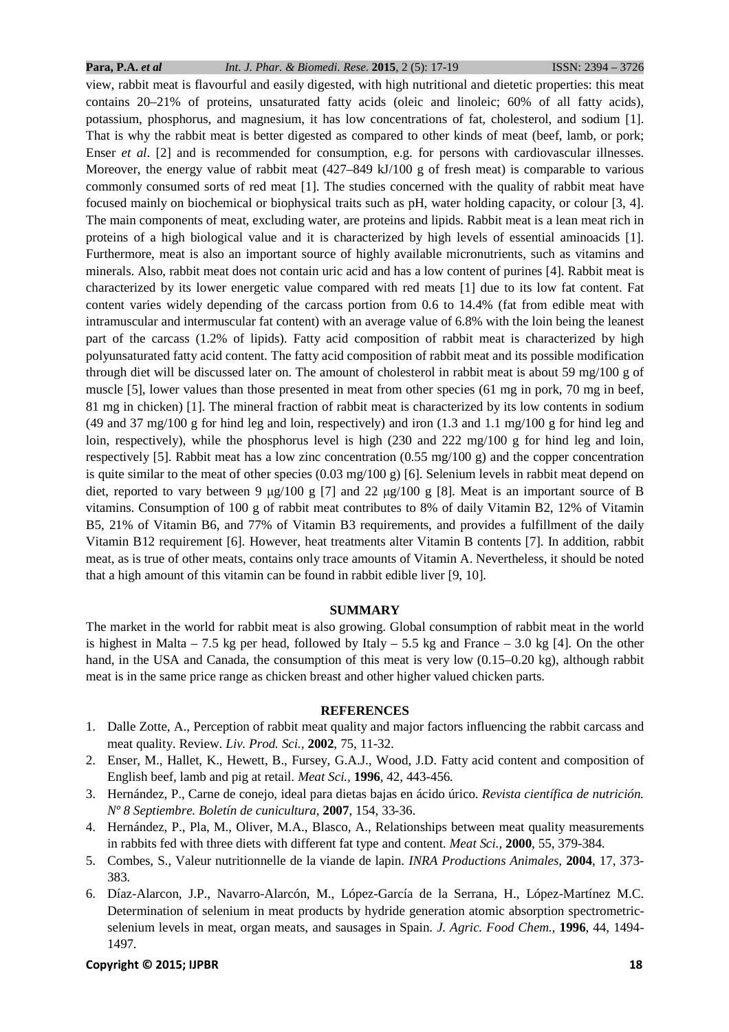view, rabbit meat is flavourful and easily digested, with high nutritional and dietetic properties: this meat contains 20–21% of proteins, unsaturated fatty acids (oleic and linoleic; 60% of all fatty acids), potassium, phosphorus, and magnesium, it has low concentrations of fat, cholesterol, and sodium [1]. That is why the rabbit meat is better digested as compared to other kinds of meat (beef, lamb, or pork; Enser *et al*. [2] and is recommended for consumption, e.g. for persons with cardiovascular illnesses. Moreover, the energy value of rabbit meat (427–849 kJ/100 g of fresh meat) is comparable to various commonly consumed sorts of red meat [1]. The studies concerned with the quality of rabbit meat have focused mainly on biochemical or biophysical traits such as pH, water holding capacity, or colour [3, 4]. The main components of meat, excluding water, are proteins and lipids. Rabbit meat is a lean meat rich in proteins of a high biological value and it is characterized by high levels of essential aminoacids [1]. Furthermore, meat is also an important source of highly available micronutrients, such as vitamins and minerals. Also, rabbit meat does not contain uric acid and has a low content of purines [4]. Rabbit meat is characterized by its lower energetic value compared with red meats [1] due to its low fat content. Fat content varies widely depending of the carcass portion from 0.6 to 14.4% (fat from edible meat with intramuscular and intermuscular fat content) with an average value of 6.8% with the loin being the leanest part of the carcass (1.2% of lipids). Fatty acid composition of rabbit meat is characterized by high polyunsaturated fatty acid content. The fatty acid composition of rabbit meat and its possible modification through diet will be discussed later on. The amount of cholesterol in rabbit meat is about 59 mg/100 g of muscle [5], lower values than those presented in meat from other species (61 mg in pork, 70 mg in beef, 81 mg in chicken) [1]. The mineral fraction of rabbit meat is characterized by its low contents in sodium (49 and 37 mg/100 g for hind leg and loin, respectively) and iron (1.3 and 1.1 mg/100 g for hind leg and loin, respectively), while the phosphorus level is high (230 and 222 mg/100 g for hind leg and loin, respectively [5]. Rabbit meat has a low zinc concentration (0.55 mg/100 g) and the copper concentration is quite similar to the meat of other species (0.03 mg/100 g) [6]. Selenium levels in rabbit meat depend on diet, reported to vary between 9 μg/100 g [7] and 22 μg/100 g [8]. Meat is an important source of B vitamins. Consumption of 100 g of rabbit meat contributes to 8% of daily Vitamin B2, 12% of Vitamin B5, 21% of Vitamin B6, and 77% of Vitamin B3 requirements, and provides a fulfillment of the daily Vitamin B12 requirement [6]. However, heat treatments alter Vitamin B contents [7]. In addition, rabbit meat, as is true of other meats, contains only trace amounts of Vitamin A. Nevertheless, it should be noted that a high amount of this vitamin can be found in rabbit edible liver [9, 10].

## SUMMARY

The market in the world for rabbit meat is also growing. Global consumption of rabbit meat in the world is highest in Malta – 7.5 kg per head, followed by Italy – 5.5 kg and France – 3.0 kg [4]. On the other hand, in the USA and Canada, the consumption of this meat is very low (0.15–0.20 kg), although rabbit meat is in the same price range as chicken breast and other higher valued chicken parts.

## REFERENCES

1. Dalle Zotte, A., Perception of rabbit meat quality and major factors influencing the rabbit carcass and meat quality. Review. *Liv. Prod. Sci.,* **2002**, 75, 11-32.
2. Enser, M., Hallet, K., Hewett, B., Fursey, G.A.J., Wood, J.D. Fatty acid content and composition of English beef, lamb and pig at retail. *Meat Sci.,* **1996**, 42, 443-456.
3. Hernández, P., Carne de conejo, ideal para dietas bajas en ácido úrico. *Revista científica de nutrición. Nº 8 Septiembre. Boletín de cunicultura,* **2007**, 154, 33-36.
4. Hernández, P., Pla, M., Oliver, M.A., Blasco, A., Relationships between meat quality measurements in rabbits fed with three diets with different fat type and content. *Meat Sci.,* **2000**, 55, 379-384.
5. Combes, S., Valeur nutritionnelle de la viande de lapin. *INRA Productions Animales,* **2004**, 17, 373-383.
6. Díaz-Alarcon, J.P., Navarro-Alarcón, M., López-García de la Serrana, H., López-Martínez M.C. Determination of selenium in meat products by hydride generation atomic absorption spectrometric-selenium levels in meat, organ meats, and sausages in Spain. *J. Agric. Food Chem.,* **1996**, 44, 1494-1497.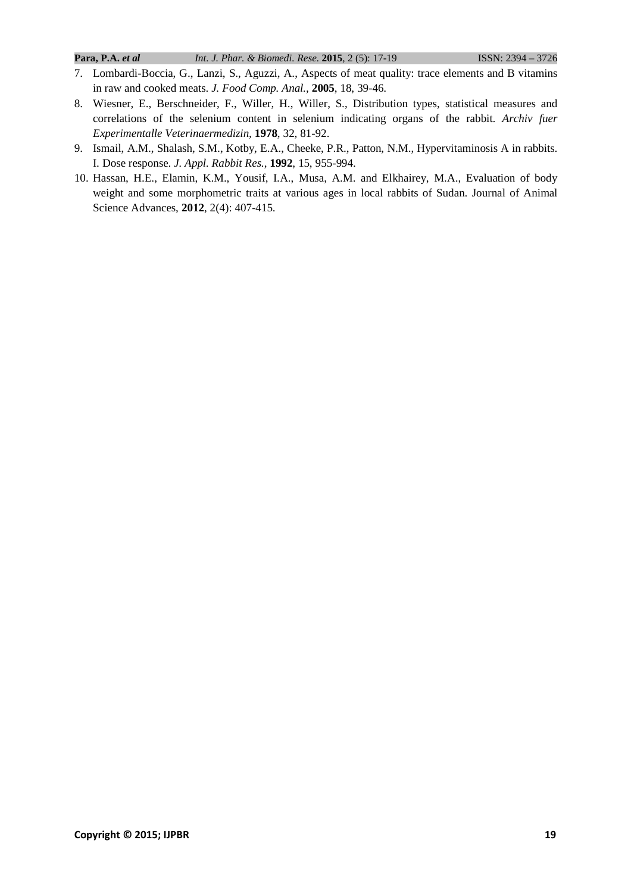7. Lombardi-Boccia, G., Lanzi, S., Aguzzi, A., Aspects of meat quality: trace elements and B vitamins in raw and cooked meats. *J. Food Comp. Anal.,* **2005**, 18, 39-46.
8. Wiesner, E., Berschneider, F., Willer, H., Willer, S., Distribution types, statistical measures and correlations of the selenium content in selenium indicating organs of the rabbit. *Archiv fuer Experimentalle Veterinaermedizin,* **1978**, 32, 81-92.
9. Ismail, A.M., Shalash, S.M., Kotby, E.A., Cheeke, P.R., Patton, N.M., Hypervitaminosis A in rabbits. I. Dose response. *J. Appl. Rabbit Res.,* **1992**, 15, 955-994.
10. Hassan, H.E., Elamin, K.M., Yousif, I.A., Musa, A.M. and Elkhairey, M.A., Evaluation of body weight and some morphometric traits at various ages in local rabbits of Sudan. Journal of Animal Science Advances, **2012**, 2(4): 407-415.